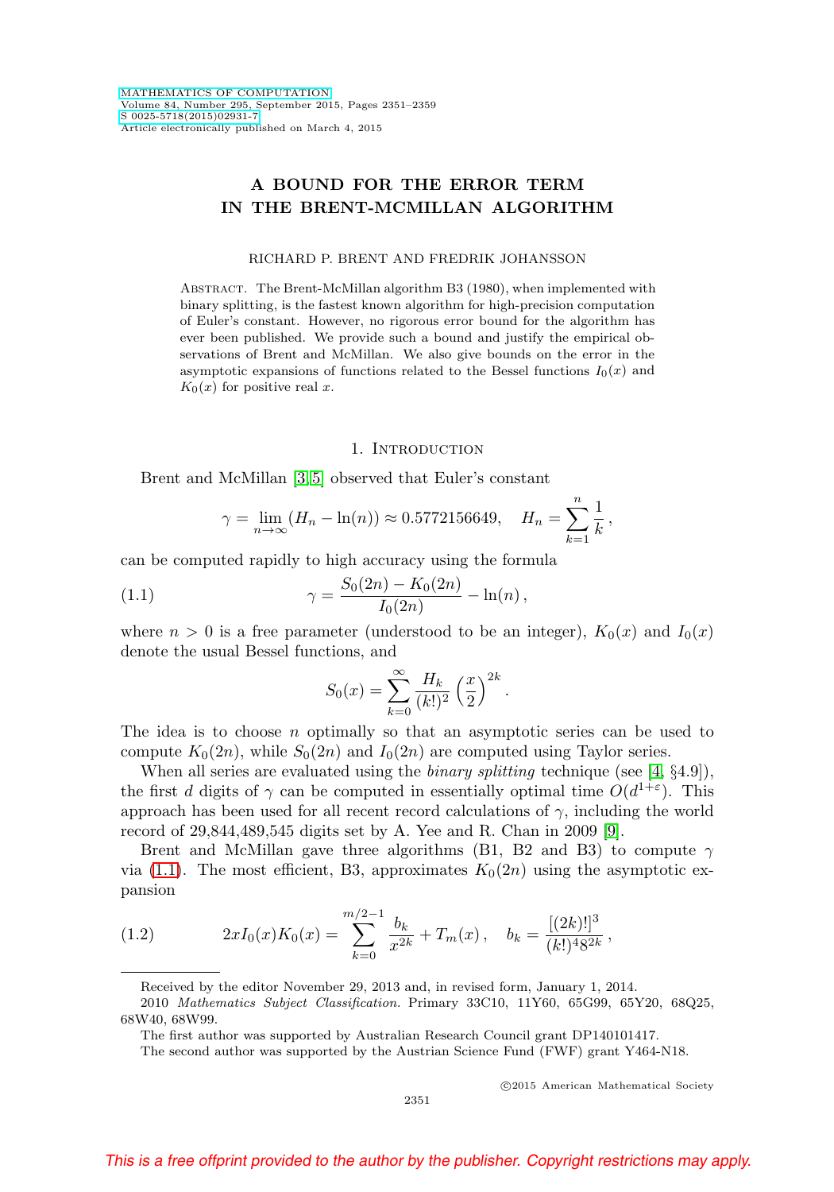# A BOUND FOR THE ERROR TERM IN THE BRENT-MCMILLAN ALGORITHM

RICHARD P. BRENT AND FREDRIK JOHANSSON

Abstract. The Brent-McMillan algorithm B3 (1980), when implemented with binary splitting, is the fastest known algorithm for high-precision computation of Euler's constant. However, no rigorous error bound for the algorithm has ever been published. We provide such a bound and justify the empirical observations of Brent and McMillan. We also give bounds on the error in the asymptotic expansions of functions related to the Bessel functions $I_0(x)$ and $K_0(x)$ for positive real $x$.

## 1. Introduction

Brent and McMillan [3,5] observed that Euler's constant

$$\gamma = \lim_{n\to\infty}(H_n - \ln(n)) \approx 0.5772156649, \quad H_n = \sum_{k=1}^{n} \frac{1}{k},$$

can be computed rapidly to high accuracy using the formula

$$\gamma = \frac{S_0(2n) - K_0(2n)}{I_0(2n)} - \ln(n), \tag{1.1}$$

where $n > 0$ is a free parameter (understood to be an integer), $K_0(x)$ and $I_0(x)$ denote the usual Bessel functions, and

$$S_0(x) = \sum_{k=0}^{\infty} \frac{H_k}{(k!)^2}\left(\frac{x}{2}\right)^{2k}.$$

The idea is to choose $n$ optimally so that an asymptotic series can be used to compute $K_0(2n)$, while $S_0(2n)$ and $I_0(2n)$ are computed using Taylor series.

When all series are evaluated using the *binary splitting* technique (see [4, §4.9]), the first $d$ digits of $\gamma$ can be computed in essentially optimal time $O(d^{1+\varepsilon})$. This approach has been used for all recent record calculations of $\gamma$, including the world record of 29,844,489,545 digits set by A. Yee and R. Chan in 2009 [9].

Brent and McMillan gave three algorithms (B1, B2 and B3) to compute $\gamma$ via (1.1). The most efficient, B3, approximates $K_0(2n)$ using the asymptotic expansion

$$2xI_0(x)K_0(x) = \sum_{k=0}^{m/2-1} \frac{b_k}{x^{2k}} + T_m(x), \quad b_k = \frac{[(2k)!]^3}{(k!)^4 8^{2k}}, \tag{1.2}$$

Received by the editor November 29, 2013 and, in revised form, January 1, 2014.

2010 *Mathematics Subject Classification.* Primary 33C10, 11Y60, 65G99, 65Y20, 68Q25, 68W40, 68W99.

The first author was supported by Australian Research Council grant DP140101417.

The second author was supported by the Austrian Science Fund (FWF) grant Y464-N18.

©2015 American Mathematical Society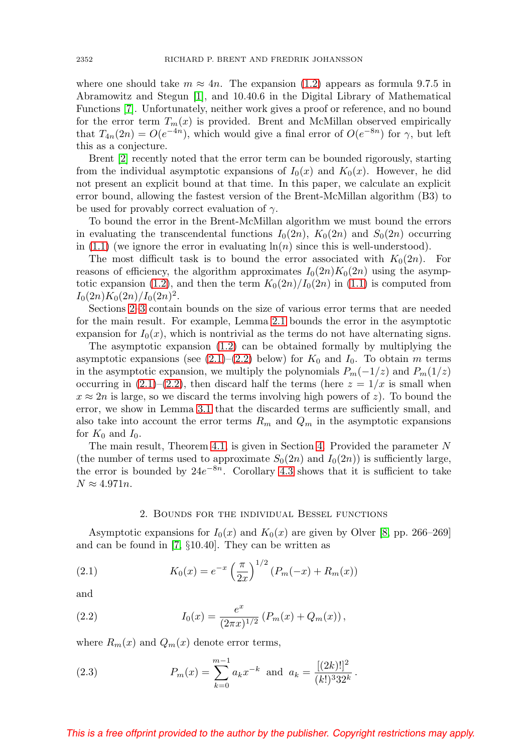where one should take $m \approx 4n$. The expansion (1.2) appears as formula 9.7.5 in Abramowitz and Stegun [1], and 10.40.6 in the Digital Library of Mathematical Functions [7]. Unfortunately, neither work gives a proof or reference, and no bound for the error term $T_m(x)$ is provided. Brent and McMillan observed empirically that $T_{4n}(2n) = O(e^{-4n})$, which would give a final error of $O(e^{-8n})$ for $\gamma$, but left this as a conjecture.

Brent [2] recently noted that the error term can be bounded rigorously, starting from the individual asymptotic expansions of $I_0(x)$ and $K_0(x)$. However, he did not present an explicit bound at that time. In this paper, we calculate an explicit error bound, allowing the fastest version of the Brent-McMillan algorithm (B3) to be used for provably correct evaluation of $\gamma$.

To bound the error in the Brent-McMillan algorithm we must bound the errors in evaluating the transcendental functions $I_0(2n)$, $K_0(2n)$ and $S_0(2n)$ occurring in (1.1) (we ignore the error in evaluating $\ln(n)$ since this is well-understood).

The most difficult task is to bound the error associated with $K_0(2n)$. For reasons of efficiency, the algorithm approximates $I_0(2n)K_0(2n)$ using the asymptotic expansion (1.2), and then the term $K_0(2n)/I_0(2n)$ in (1.1) is computed from $I_0(2n)K_0(2n)/I_0(2n)^2$.

Sections 2–3 contain bounds on the size of various error terms that are needed for the main result. For example, Lemma 2.1 bounds the error in the asymptotic expansion for $I_0(x)$, which is nontrivial as the terms do not have alternating signs.

The asymptotic expansion (1.2) can be obtained formally by multiplying the asymptotic expansions (see (2.1)–(2.2) below) for $K_0$ and $I_0$. To obtain $m$ terms in the asymptotic expansion, we multiply the polynomials $P_m(-1/z)$ and $P_m(1/z)$ occurring in (2.1)–(2.2), then discard half the terms (here $z = 1/x$ is small when $x \approx 2n$ is large, so we discard the terms involving high powers of $z$). To bound the error, we show in Lemma 3.1 that the discarded terms are sufficiently small, and also take into account the error terms $R_m$ and $Q_m$ in the asymptotic expansions for $K_0$ and $I_0$.

The main result, Theorem 4.1, is given in Section 4. Provided the parameter $N$ (the number of terms used to approximate $S_0(2n)$ and $I_0(2n)$) is sufficiently large, the error is bounded by $24e^{-8n}$. Corollary 4.3 shows that it is sufficient to take $N \approx 4.971n$.

## 2. Bounds for the individual Bessel functions

Asymptotic expansions for $I_0(x)$ and $K_0(x)$ are given by Olver [8, pp. 266–269] and can be found in [7, §10.40]. They can be written as

$$K_0(x) = e^{-x}\left(\frac{\pi}{2x}\right)^{1/2}(P_m(-x) + R_m(x)) \tag{2.1}$$

and

$$I_0(x) = \frac{e^x}{(2\pi x)^{1/2}}(P_m(x) + Q_m(x)), \tag{2.2}$$

where $R_m(x)$ and $Q_m(x)$ denote error terms,

$$P_m(x) = \sum_{k=0}^{m-1} a_k x^{-k} \ \text{ and } \ a_k = \frac{[(2k)!]^2}{(k!)^3 32^k}. \tag{2.3}$$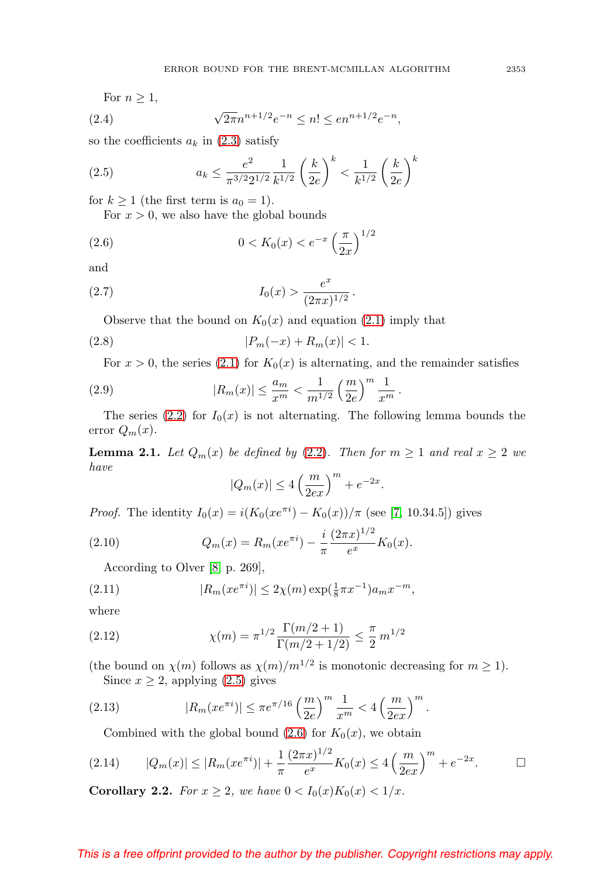For $n \geq 1$,

$$\sqrt{2\pi} n^{n+1/2} e^{-n} \leq n! \leq e n^{n+1/2} e^{-n}, \tag{2.4}$$

so the coefficients $a_k$ in (2.3) satisfy

$$a_k \leq \frac{e^2}{\pi^{3/2} 2^{1/2}} \frac{1}{k^{1/2}} \left(\frac{k}{2e}\right)^k < \frac{1}{k^{1/2}} \left(\frac{k}{2e}\right)^k \tag{2.5}$$

for $k \geq 1$ (the first term is $a_0 = 1$).

For $x > 0$, we also have the global bounds

$$0 < K_0(x) < e^{-x} \left(\frac{\pi}{2x}\right)^{1/2} \tag{2.6}$$

and

$$I_0(x) > \frac{e^x}{(2\pi x)^{1/2}}. \tag{2.7}$$

Observe that the bound on $K_0(x)$ and equation (2.1) imply that

$$|P_m(-x) + R_m(x)| < 1. \tag{2.8}$$

For $x > 0$, the series (2.1) for $K_0(x)$ is alternating, and the remainder satisfies

$$|R_m(x)| \leq \frac{a_m}{x^m} < \frac{1}{m^{1/2}} \left(\frac{m}{2e}\right)^m \frac{1}{x^m}. \tag{2.9}$$

The series (2.2) for $I_0(x)$ is not alternating. The following lemma bounds the error $Q_m(x)$.

**Lemma 2.1.** *Let $Q_m(x)$ be defined by (2.2). Then for $m \geq 1$ and real $x \geq 2$ we have*

$$|Q_m(x)| \leq 4 \left(\frac{m}{2ex}\right)^m + e^{-2x}.$$

*Proof.* The identity $I_0(x) = i(K_0(xe^{\pi i}) - K_0(x))/\pi$ (see [7, 10.34.5]) gives

$$Q_m(x) = R_m(xe^{\pi i}) - \frac{i}{\pi} \frac{(2\pi x)^{1/2}}{e^x} K_0(x). \tag{2.10}$$

According to Olver [8, p. 269],

$$|R_m(xe^{\pi i})| \leq 2\chi(m) \exp(\tfrac{1}{8}\pi x^{-1}) a_m x^{-m}, \tag{2.11}$$

where

$$\chi(m) = \pi^{1/2} \frac{\Gamma(m/2 + 1)}{\Gamma(m/2 + 1/2)} \leq \frac{\pi}{2} m^{1/2} \tag{2.12}$$

(the bound on $\chi(m)$ follows as $\chi(m)/m^{1/2}$ is monotonic decreasing for $m \geq 1$).

Since $x \geq 2$, applying (2.5) gives

$$|R_m(xe^{\pi i})| \leq \pi e^{\pi/16} \left(\frac{m}{2e}\right)^m \frac{1}{x^m} < 4 \left(\frac{m}{2ex}\right)^m. \tag{2.13}$$

Combined with the global bound (2.6) for $K_0(x)$, we obtain

$$|Q_m(x)| \leq |R_m(xe^{\pi i})| + \frac{1}{\pi} \frac{(2\pi x)^{1/2}}{e^x} K_0(x) \leq 4 \left(\frac{m}{2ex}\right)^m + e^{-2x}. \tag{2.14}$$

$\square$

**Corollary 2.2.** *For $x \geq 2$, we have $0 < I_0(x) K_0(x) < 1/x$.*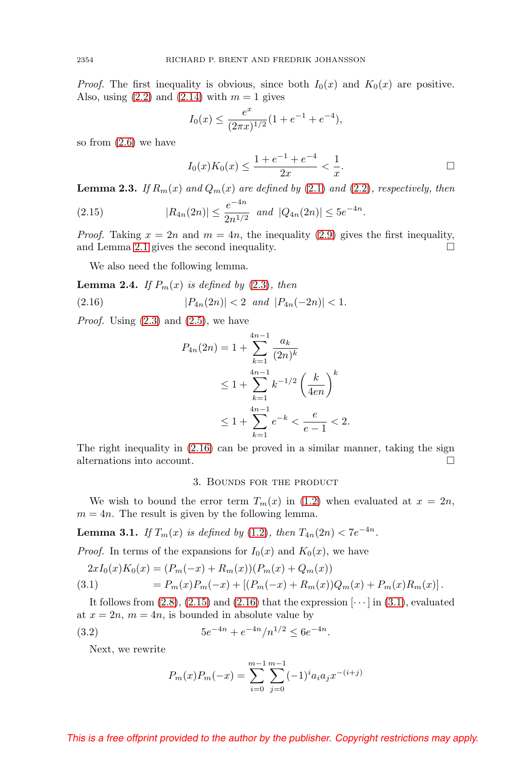*Proof.* The first inequality is obvious, since both $I_0(x)$ and $K_0(x)$ are positive. Also, using (2.2) and (2.14) with $m = 1$ gives

$$I_0(x) \le \frac{e^x}{(2\pi x)^{1/2}}(1 + e^{-1} + e^{-4}),$$

so from (2.6) we have

$$I_0(x)K_0(x) \le \frac{1 + e^{-1} + e^{-4}}{2x} < \frac{1}{x}. \qquad \square$$

**Lemma 2.3.** *If $R_m(x)$ and $Q_m(x)$ are defined by (2.1) and (2.2), respectively, then*

$$|R_{4n}(2n)| \le \frac{e^{-4n}}{2n^{1/2}} \quad \text{and} \quad |Q_{4n}(2n)| \le 5e^{-4n}. \tag{2.15}$$

*Proof.* Taking $x = 2n$ and $m = 4n$, the inequality (2.9) gives the first inequality, and Lemma 2.1 gives the second inequality. $\square$

We also need the following lemma.

**Lemma 2.4.** *If $P_m(x)$ is defined by (2.3), then*

$$|P_{4n}(2n)| < 2 \quad \text{and} \quad |P_{4n}(-2n)| < 1. \tag{2.16}$$

*Proof.* Using (2.3) and (2.5), we have

$$\begin{aligned} P_{4n}(2n) &= 1 + \sum_{k=1}^{4n-1} \frac{a_k}{(2n)^k} \\ &\le 1 + \sum_{k=1}^{4n-1} k^{-1/2}\left(\frac{k}{4en}\right)^k \\ &\le 1 + \sum_{k=1}^{4n-1} e^{-k} < \frac{e}{e-1} < 2. \end{aligned}$$

The right inequality in (2.16) can be proved in a similar manner, taking the sign alternations into account. $\square$

## 3. Bounds for the product

We wish to bound the error term $T_m(x)$ in (1.2) when evaluated at $x = 2n$, $m = 4n$. The result is given by the following lemma.

**Lemma 3.1.** *If $T_m(x)$ is defined by (1.2), then $T_{4n}(2n) < 7e^{-4n}$.*

*Proof.* In terms of the expansions for $I_0(x)$ and $K_0(x)$, we have

$$\begin{aligned} 2xI_0(x)K_0(x) &= (P_m(-x) + R_m(x))(P_m(x) + Q_m(x)) \\ &= P_m(x)P_m(-x) + [(P_m(-x) + R_m(x))Q_m(x) + P_m(x)R_m(x)]. \end{aligned} \tag{3.1}$$

It follows from (2.8), (2.15) and (2.16) that the expression $[\cdots]$ in (3.1), evaluated at $x = 2n$, $m = 4n$, is bounded in absolute value by

$$5e^{-4n} + e^{-4n}/n^{1/2} \le 6e^{-4n}. \tag{3.2}$$

Next, we rewrite

$$P_m(x)P_m(-x) = \sum_{i=0}^{m-1}\sum_{j=0}^{m-1}(-1)^i a_i a_j x^{-(i+j)}$$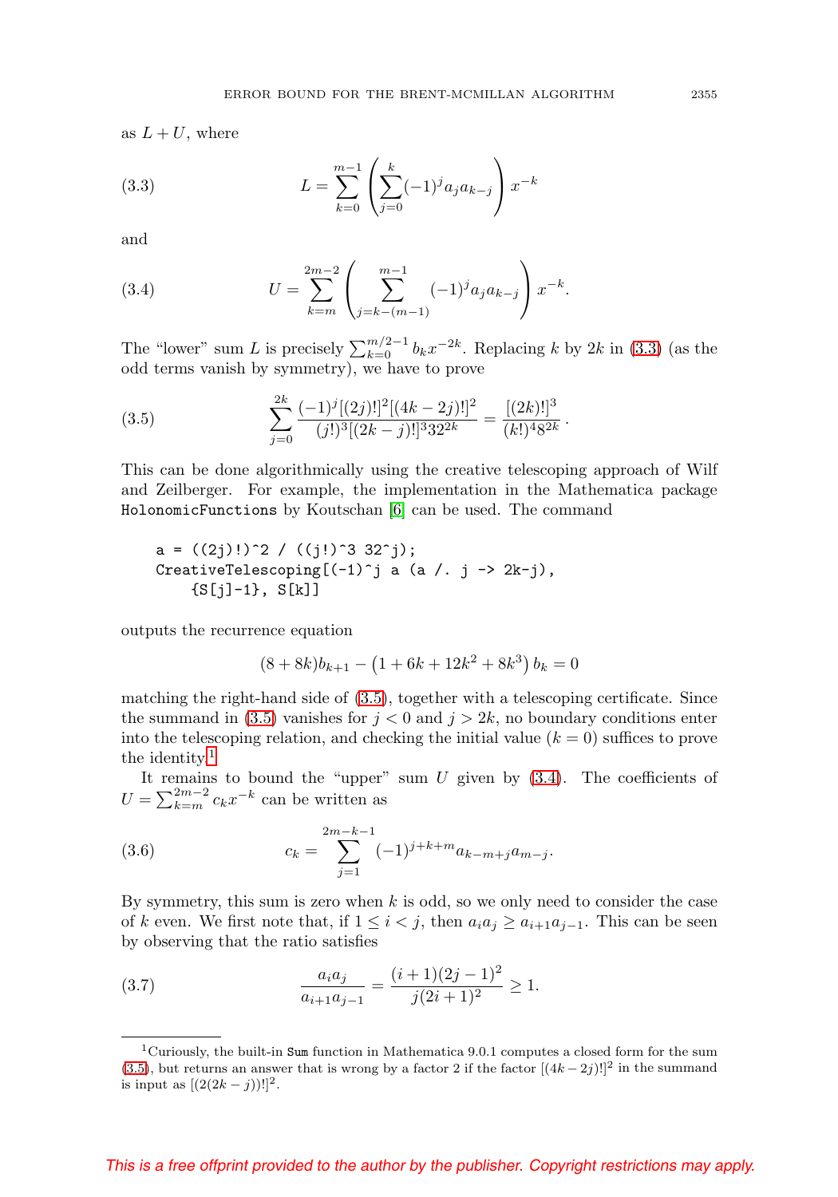as $L + U$, where

$$L = \sum_{k=0}^{m-1} \left( \sum_{j=0}^{k} (-1)^j a_j a_{k-j} \right) x^{-k} \tag{3.3}$$

and

$$U = \sum_{k=m}^{2m-2} \left( \sum_{j=k-(m-1)}^{m-1} (-1)^j a_j a_{k-j} \right) x^{-k}. \tag{3.4}$$

The "lower" sum $L$ is precisely $\sum_{k=0}^{m/2-1} b_k x^{-2k}$. Replacing $k$ by $2k$ in (3.3) (as the odd terms vanish by symmetry), we have to prove

$$\sum_{j=0}^{2k} \frac{(-1)^j [(2j)!]^2 [(4k-2j)!]^2}{(j!)^3 [(2k-j)!]^3 32^{2k}} = \frac{[(2k)!]^3}{(k!)^4 8^{2k}}. \tag{3.5}$$

This can be done algorithmically using the creative telescoping approach of Wilf and Zeilberger. For example, the implementation in the Mathematica package `HolonomicFunctions` by Koutschan [6] can be used. The command

```
a = ((2j)!)^2 / ((j!)^3 32^j);
CreativeTelescoping[(-1)^j a (a /. j -> 2k-j),
    {S[j]-1}, S[k]]
```

outputs the recurrence equation

$$(8 + 8k) b_{k+1} - \left(1 + 6k + 12k^2 + 8k^3\right) b_k = 0$$

matching the right-hand side of (3.5), together with a telescoping certificate. Since the summand in (3.5) vanishes for $j < 0$ and $j > 2k$, no boundary conditions enter into the telescoping relation, and checking the initial value ($k = 0$) suffices to prove the identity.[1]

It remains to bound the "upper" sum $U$ given by (3.4). The coefficients of $U = \sum_{k=m}^{2m-2} c_k x^{-k}$ can be written as

$$c_k = \sum_{j=1}^{2m-k-1} (-1)^{j+k+m} a_{k-m+j} a_{m-j}. \tag{3.6}$$

By symmetry, this sum is zero when $k$ is odd, so we only need to consider the case of $k$ even. We first note that, if $1 \le i < j$, then $a_i a_j \ge a_{i+1} a_{j-1}$. This can be seen by observing that the ratio satisfies

$$\frac{a_i a_j}{a_{i+1} a_{j-1}} = \frac{(i+1)(2j-1)^2}{j(2i+1)^2} \ge 1. \tag{3.7}$$

[1] Curiously, the built-in `Sum` function in Mathematica 9.0.1 computes a closed form for the sum (3.5), but returns an answer that is wrong by a factor 2 if the factor $[(4k-2j)!]^2$ in the summand is input as $[(2(2k-j))!]^2$.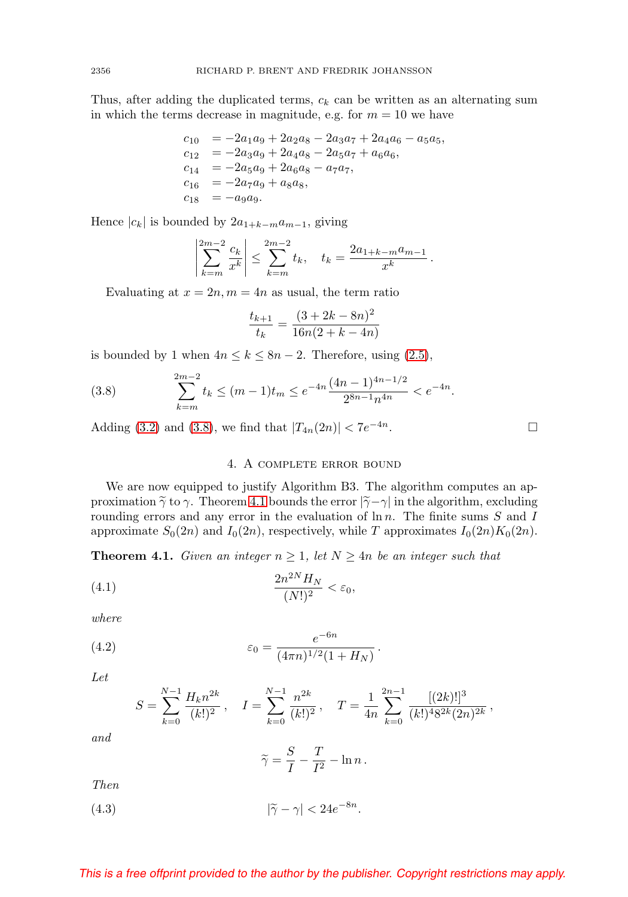Thus, after adding the duplicated terms, $c_k$ can be written as an alternating sum in which the terms decrease in magnitude, e.g. for $m = 10$ we have

$$
\begin{aligned}
c_{10} &= -2a_1a_9 + 2a_2a_8 - 2a_3a_7 + 2a_4a_6 - a_5a_5,\\
c_{12} &= -2a_3a_9 + 2a_4a_8 - 2a_5a_7 + a_6a_6,\\
c_{14} &= -2a_5a_9 + 2a_6a_8 - a_7a_7,\\
c_{16} &= -2a_7a_9 + a_8a_8,\\
c_{18} &= -a_9a_9.
\end{aligned}
$$

Hence $|c_k|$ is bounded by $2a_{1+k-m}a_{m-1}$, giving

$$\left|\sum_{k=m}^{2m-2} \frac{c_k}{x^k}\right| \le \sum_{k=m}^{2m-2} t_k, \quad t_k = \frac{2a_{1+k-m}a_{m-1}}{x^k}.$$

Evaluating at $x = 2n, m = 4n$ as usual, the term ratio

$$\frac{t_{k+1}}{t_k} = \frac{(3+2k-8n)^2}{16n(2+k-4n)}$$

is bounded by 1 when $4n \le k \le 8n-2$. Therefore, using (2.5),

$$\sum_{k=m}^{2m-2} t_k \le (m-1)t_m \le e^{-4n}\frac{(4n-1)^{4n-1/2}}{2^{8n-1}n^{4n}} < e^{-4n}. \tag{3.8}$$

Adding (3.2) and (3.8), we find that $|T_{4n}(2n)| < 7e^{-4n}$. □

## 4. A complete error bound

We are now equipped to justify Algorithm B3. The algorithm computes an approximation $\widetilde{\gamma}$ to $\gamma$. Theorem 4.1 bounds the error $|\widetilde{\gamma} - \gamma|$ in the algorithm, excluding rounding errors and any error in the evaluation of $\ln n$. The finite sums $S$ and $I$ approximate $S_0(2n)$ and $I_0(2n)$, respectively, while $T$ approximates $I_0(2n)K_0(2n)$.

**Theorem 4.1.** *Given an integer $n \ge 1$, let $N \ge 4n$ be an integer such that*

$$\frac{2n^{2N}H_N}{(N!)^2} < \varepsilon_0, \tag{4.1}$$

*where*

$$\varepsilon_0 = \frac{e^{-6n}}{(4\pi n)^{1/2}(1+H_N)}. \tag{4.2}$$

*Let*

$$S = \sum_{k=0}^{N-1} \frac{H_k n^{2k}}{(k!)^2}, \quad I = \sum_{k=0}^{N-1} \frac{n^{2k}}{(k!)^2}, \quad T = \frac{1}{4n}\sum_{k=0}^{2n-1} \frac{[(2k)!]^3}{(k!)^4 8^{2k}(2n)^{2k}},$$

*and*

$$\widetilde{\gamma} = \frac{S}{I} - \frac{T}{I^2} - \ln n.$$

*Then*

$$|\widetilde{\gamma} - \gamma| < 24e^{-8n}. \tag{4.3}$$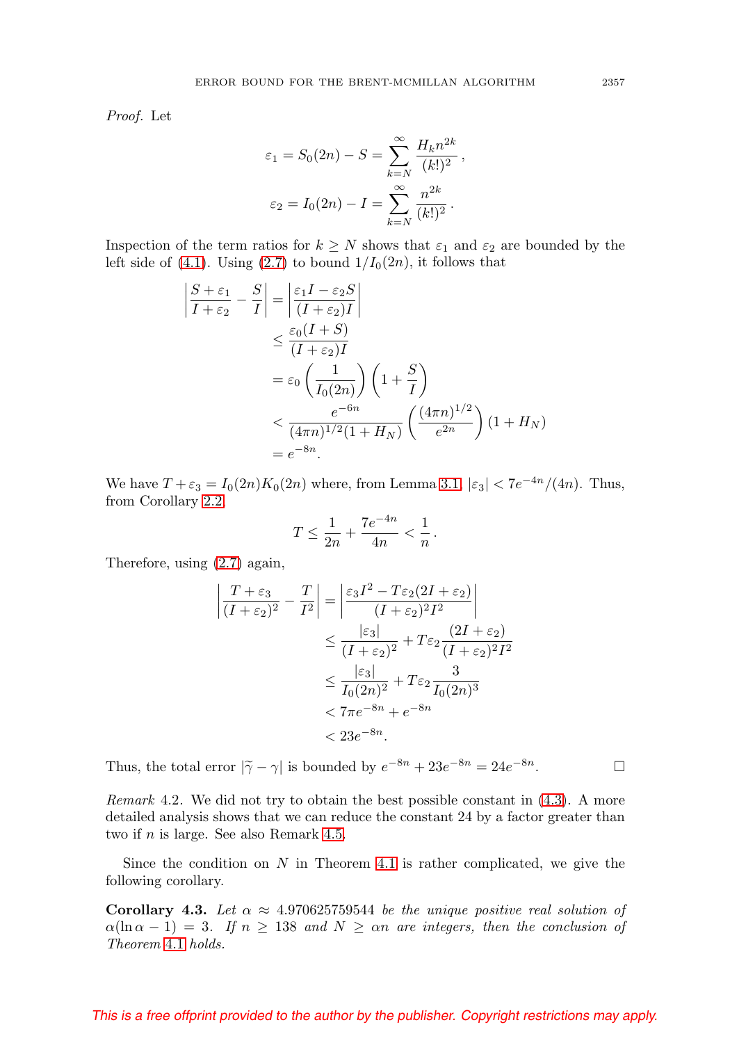*Proof.* Let

$$\varepsilon_1 = S_0(2n) - S = \sum_{k=N}^{\infty} \frac{H_k n^{2k}}{(k!)^2},$$

$$\varepsilon_2 = I_0(2n) - I = \sum_{k=N}^{\infty} \frac{n^{2k}}{(k!)^2}.$$

Inspection of the term ratios for $k \geq N$ shows that $\varepsilon_1$ and $\varepsilon_2$ are bounded by the left side of (4.1). Using (2.7) to bound $1/I_0(2n)$, it follows that

$$\begin{aligned}
\left| \frac{S+\varepsilon_1}{I+\varepsilon_2} - \frac{S}{I} \right| &= \left| \frac{\varepsilon_1 I - \varepsilon_2 S}{(I+\varepsilon_2)I} \right| \\
&\leq \frac{\varepsilon_0 (I+S)}{(I+\varepsilon_2)I} \\
&= \varepsilon_0 \left( \frac{1}{I_0(2n)} \right) \left( 1 + \frac{S}{I} \right) \\
&< \frac{e^{-6n}}{(4\pi n)^{1/2}(1+H_N)} \left( \frac{(4\pi n)^{1/2}}{e^{2n}} \right) (1+H_N) \\
&= e^{-8n}.
\end{aligned}$$

We have $T + \varepsilon_3 = I_0(2n)K_0(2n)$ where, from Lemma 3.1, $|\varepsilon_3| < 7e^{-4n}/(4n)$. Thus, from Corollary 2.2,

$$T \leq \frac{1}{2n} + \frac{7e^{-4n}}{4n} < \frac{1}{n}.$$

Therefore, using (2.7) again,

$$\begin{aligned}
\left| \frac{T+\varepsilon_3}{(I+\varepsilon_2)^2} - \frac{T}{I^2} \right| &= \left| \frac{\varepsilon_3 I^2 - T\varepsilon_2(2I+\varepsilon_2)}{(I+\varepsilon_2)^2 I^2} \right| \\
&\leq \frac{|\varepsilon_3|}{(I+\varepsilon_2)^2} + T\varepsilon_2 \frac{(2I+\varepsilon_2)}{(I+\varepsilon_2)^2 I^2} \\
&\leq \frac{|\varepsilon_3|}{I_0(2n)^2} + T\varepsilon_2 \frac{3}{I_0(2n)^3} \\
&< 7\pi e^{-8n} + e^{-8n} \\
&< 23 e^{-8n}.
\end{aligned}$$

Thus, the total error $|\widetilde{\gamma} - \gamma|$ is bounded by $e^{-8n} + 23e^{-8n} = 24e^{-8n}$. □

*Remark* 4.2. We did not try to obtain the best possible constant in (4.3). A more detailed analysis shows that we can reduce the constant 24 by a factor greater than two if $n$ is large. See also Remark 4.5.

Since the condition on $N$ in Theorem 4.1 is rather complicated, we give the following corollary.

**Corollary 4.3.** *Let $\alpha \approx 4.970625759544$ be the unique positive real solution of $\alpha(\ln \alpha - 1) = 3$. If $n \geq 138$ and $N \geq \alpha n$ are integers, then the conclusion of Theorem 4.1 holds.*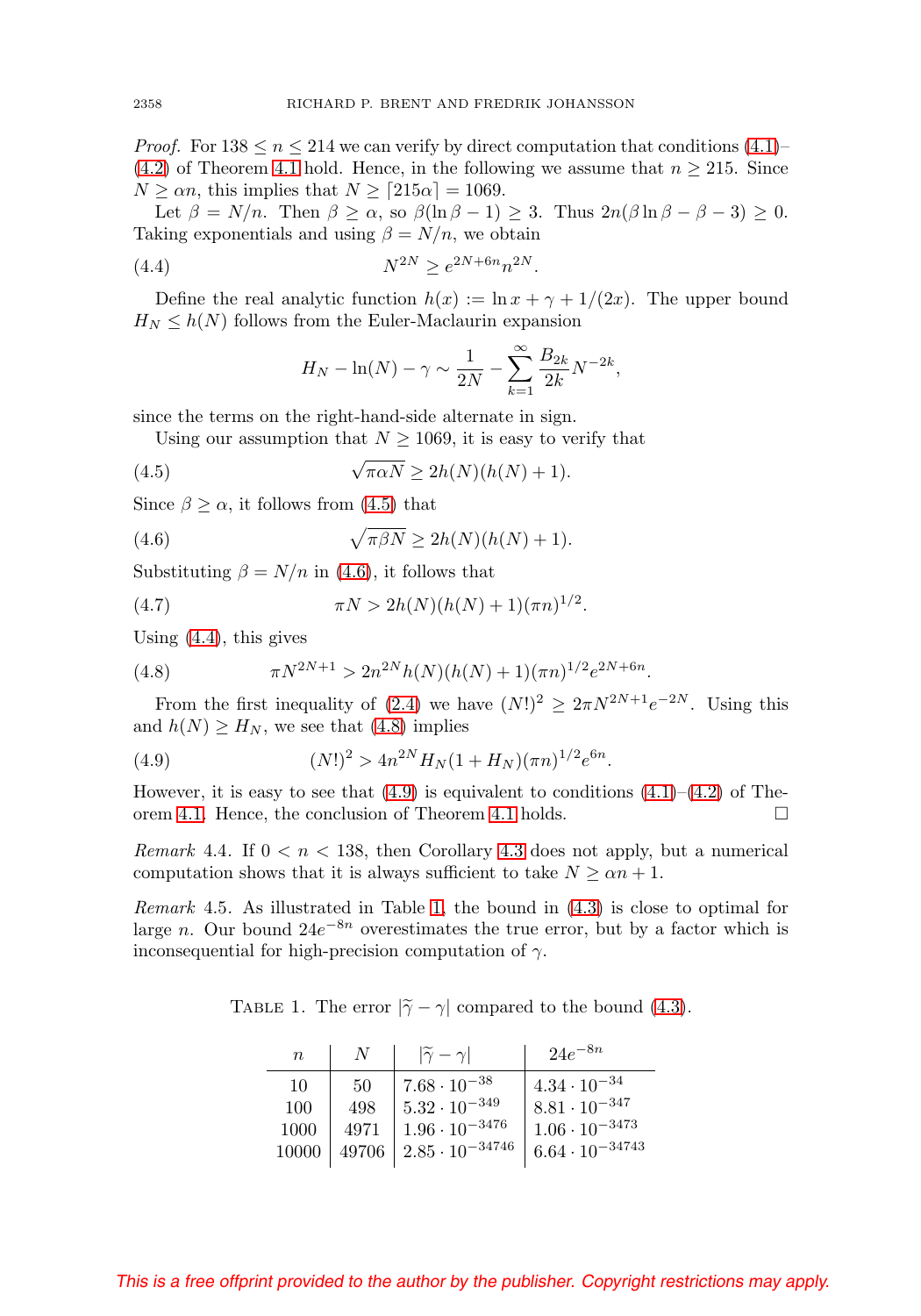*Proof.* For $138 \le n \le 214$ we can verify by direct computation that conditions (4.1)–(4.2) of Theorem 4.1 hold. Hence, in the following we assume that $n \ge 215$. Since $N \ge \alpha n$, this implies that $N \ge \lceil 215\alpha \rceil = 1069$.

Let $\beta = N/n$. Then $\beta \ge \alpha$, so $\beta(\ln \beta - 1) \ge 3$. Thus $2n(\beta \ln \beta - \beta - 3) \ge 0$. Taking exponentials and using $\beta = N/n$, we obtain

$$N^{2N} \ge e^{2N+6n} n^{2N}. \tag{4.4}$$

Define the real analytic function $h(x) := \ln x + \gamma + 1/(2x)$. The upper bound $H_N \le h(N)$ follows from the Euler-Maclaurin expansion

$$H_N - \ln(N) - \gamma \sim \frac{1}{2N} - \sum_{k=1}^{\infty} \frac{B_{2k}}{2k} N^{-2k},$$

since the terms on the right-hand-side alternate in sign.

Using our assumption that $N \ge 1069$, it is easy to verify that

$$\sqrt{\pi \alpha N} \ge 2h(N)(h(N)+1). \tag{4.5}$$

Since $\beta \ge \alpha$, it follows from (4.5) that

$$\sqrt{\pi \beta N} \ge 2h(N)(h(N)+1). \tag{4.6}$$

Substituting $\beta = N/n$ in (4.6), it follows that

$$\pi N > 2h(N)(h(N)+1)(\pi n)^{1/2}. \tag{4.7}$$

Using (4.4), this gives

$$\pi N^{2N+1} > 2n^{2N} h(N)(h(N)+1)(\pi n)^{1/2} e^{2N+6n}. \tag{4.8}$$

From the first inequality of (2.4) we have $(N!)^2 \ge 2\pi N^{2N+1} e^{-2N}$. Using this and $h(N) \ge H_N$, we see that (4.8) implies

$$(N!)^2 > 4n^{2N} H_N (1 + H_N)(\pi n)^{1/2} e^{6n}. \tag{4.9}$$

However, it is easy to see that (4.9) is equivalent to conditions (4.1)–(4.2) of Theorem 4.1. Hence, the conclusion of Theorem 4.1 holds. $\square$

*Remark* 4.4. If $0 < n < 138$, then Corollary 4.3 does not apply, but a numerical computation shows that it is always sufficient to take $N \ge \alpha n + 1$.

*Remark* 4.5. As illustrated in Table 1, the bound in (4.3) is close to optimal for large $n$. Our bound $24e^{-8n}$ overestimates the true error, but by a factor which is inconsequential for high-precision computation of $\gamma$.

TABLE 1. The error $|\widetilde{\gamma} - \gamma|$ compared to the bound (4.3).

| $n$ | $N$ | $\lvert\widetilde{\gamma} - \gamma\rvert$ | $24e^{-8n}$ |
|---|---|---|---|
| 10 | 50 | $7.68 \cdot 10^{-38}$ | $4.34 \cdot 10^{-34}$ |
| 100 | 498 | $5.32 \cdot 10^{-349}$ | $8.81 \cdot 10^{-347}$ |
| 1000 | 4971 | $1.96 \cdot 10^{-3476}$ | $1.06 \cdot 10^{-3473}$ |
| 10000 | 49706 | $2.85 \cdot 10^{-34746}$ | $6.64 \cdot 10^{-34743}$ |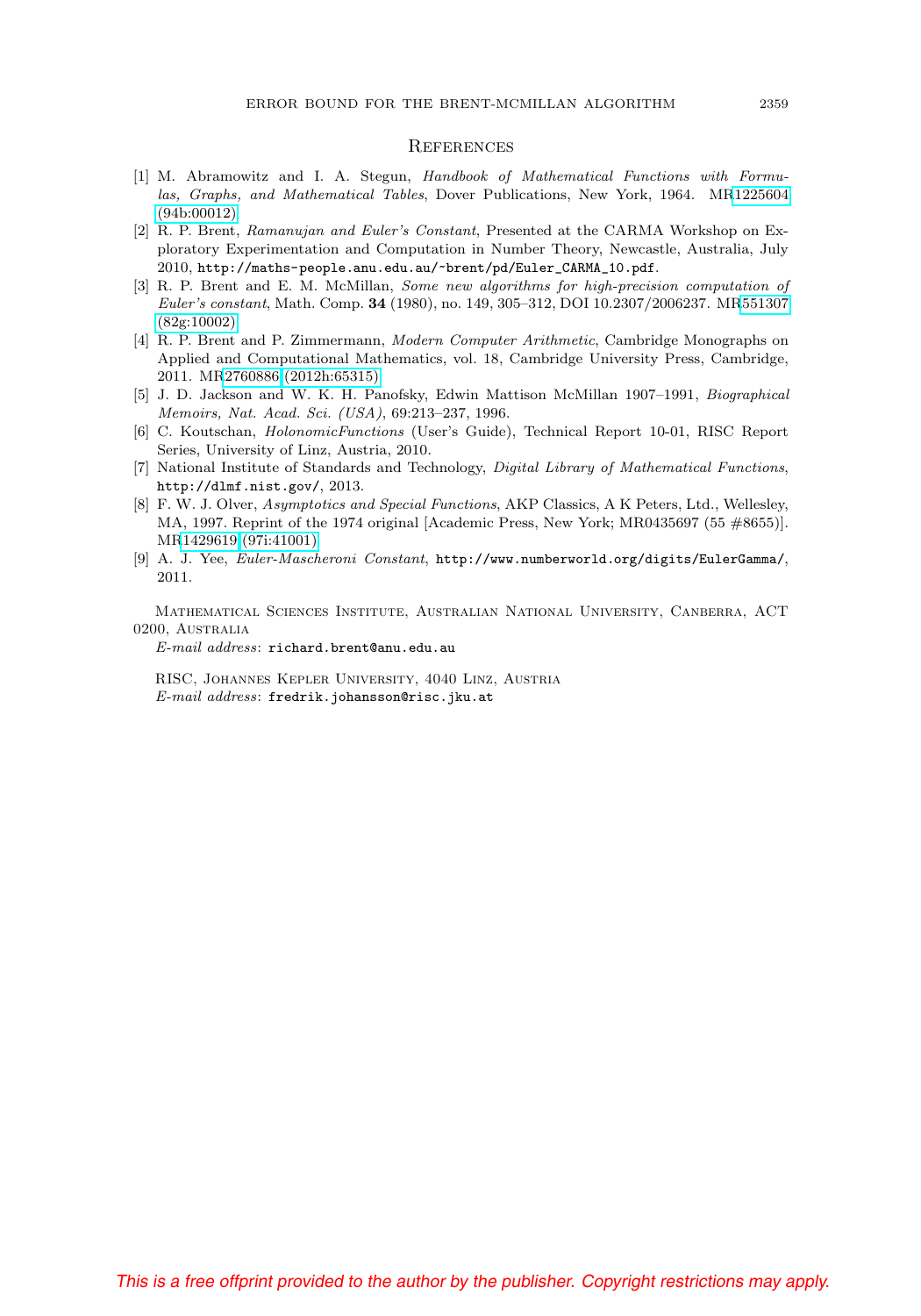## References

[1] M. Abramowitz and I. A. Stegun, *Handbook of Mathematical Functions with Formulas, Graphs, and Mathematical Tables*, Dover Publications, New York, 1964. MR1225604 (94b:00012)

[2] R. P. Brent, *Ramanujan and Euler's Constant*, Presented at the CARMA Workshop on Exploratory Experimentation and Computation in Number Theory, Newcastle, Australia, July 2010, http://maths-people.anu.edu.au/~brent/pd/Euler_CARMA_10.pdf.

[3] R. P. Brent and E. M. McMillan, *Some new algorithms for high-precision computation of Euler's constant*, Math. Comp. **34** (1980), no. 149, 305–312, DOI 10.2307/2006237. MR551307 (82g:10002)

[4] R. P. Brent and P. Zimmermann, *Modern Computer Arithmetic*, Cambridge Monographs on Applied and Computational Mathematics, vol. 18, Cambridge University Press, Cambridge, 2011. MR2760886 (2012h:65315)

[5] J. D. Jackson and W. K. H. Panofsky, Edwin Mattison McMillan 1907–1991, *Biographical Memoirs, Nat. Acad. Sci. (USA)*, 69:213–237, 1996.

[6] C. Koutschan, *HolonomicFunctions* (User's Guide), Technical Report 10-01, RISC Report Series, University of Linz, Austria, 2010.

[7] National Institute of Standards and Technology, *Digital Library of Mathematical Functions*, http://dlmf.nist.gov/, 2013.

[8] F. W. J. Olver, *Asymptotics and Special Functions*, AKP Classics, A K Peters, Ltd., Wellesley, MA, 1997. Reprint of the 1974 original [Academic Press, New York; MR0435697 (55 #8655)]. MR1429619 (97i:41001)

[9] A. J. Yee, *Euler-Mascheroni Constant*, http://www.numberworld.org/digits/EulerGamma/, 2011.

Mathematical Sciences Institute, Australian National University, Canberra, ACT 0200, Australia

*E-mail address*: richard.brent@anu.edu.au

RISC, Johannes Kepler University, 4040 Linz, Austria

*E-mail address*: fredrik.johansson@risc.jku.at

This is a free offprint provided to the author by the publisher. Copyright restrictions may apply.